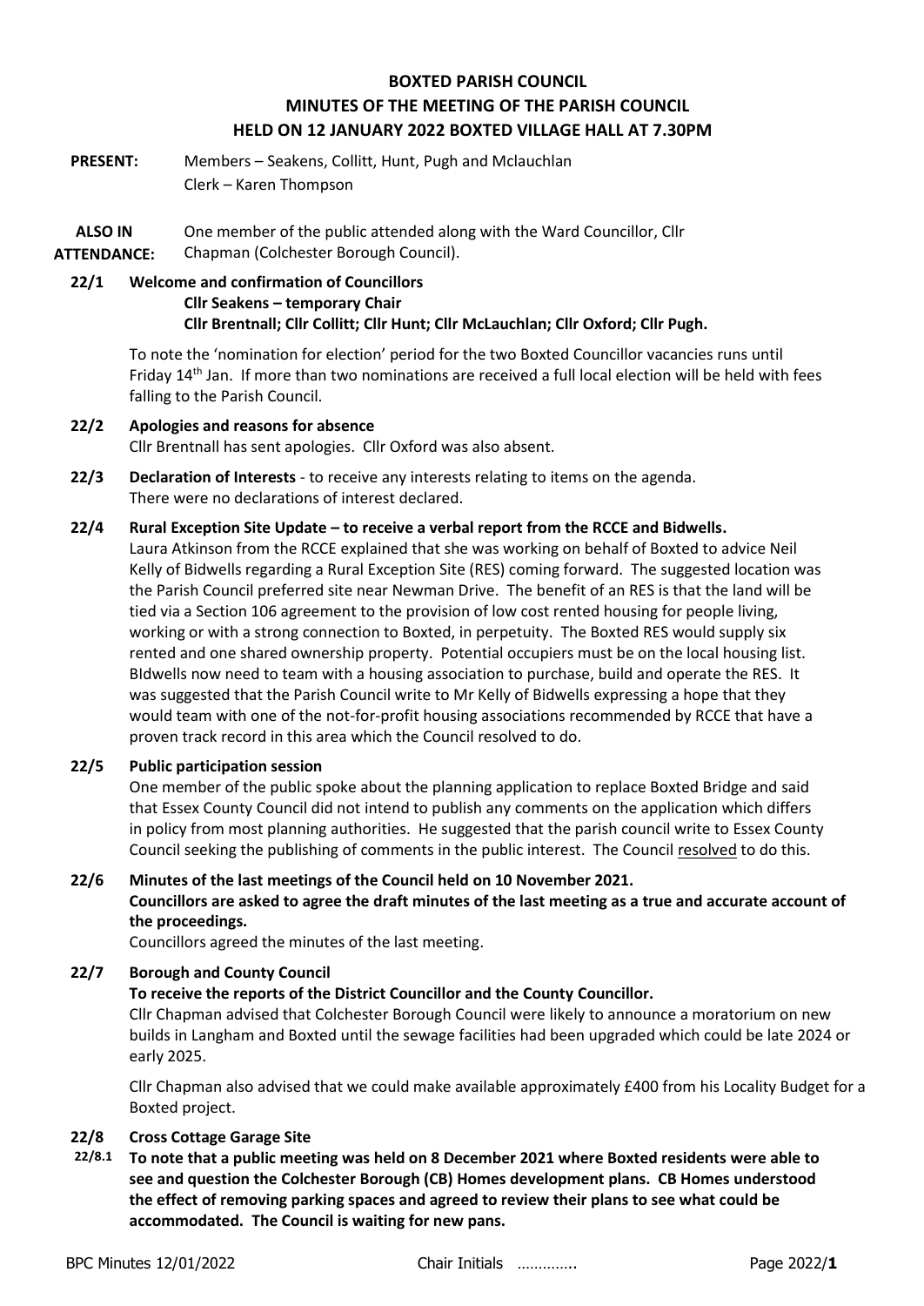# BOXTED PARISH COUNCIL
## MINUTES OF THE MEETING OF THE PARISH COUNCIL
## HELD ON 12 JANUARY 2022 BOXTED VILLAGE HALL AT 7.30PM

**PRESENT:** Members – Seakens, Collitt, Hunt, Pugh and Mclauchlan
Clerk – Karen Thompson

**ALSO IN ATTENDANCE:** One member of the public attended along with the Ward Councillor, Cllr Chapman (Colchester Borough Council).

**22/1 Welcome and confirmation of Councillors**
**Cllr Seakens – temporary Chair**
**Cllr Brentnall; Cllr Collitt; Cllr Hunt; Cllr McLauchlan; Cllr Oxford; Cllr Pugh.**

To note the 'nomination for election' period for the two Boxted Councillor vacancies runs until Friday 14th Jan. If more than two nominations are received a full local election will be held with fees falling to the Parish Council.

**22/2 Apologies and reasons for absence**
Cllr Brentnall has sent apologies. Cllr Oxford was also absent.

**22/3 Declaration of Interests** - to receive any interests relating to items on the agenda.
There were no declarations of interest declared.

**22/4 Rural Exception Site Update – to receive a verbal report from the RCCE and Bidwells.**
Laura Atkinson from the RCCE explained that she was working on behalf of Boxted to advice Neil Kelly of Bidwells regarding a Rural Exception Site (RES) coming forward. The suggested location was the Parish Council preferred site near Newman Drive. The benefit of an RES is that the land will be tied via a Section 106 agreement to the provision of low cost rented housing for people living, working or with a strong connection to Boxted, in perpetuity. The Boxted RES would supply six rented and one shared ownership property. Potential occupiers must be on the local housing list. BIdwells now need to team with a housing association to purchase, build and operate the RES. It was suggested that the Parish Council write to Mr Kelly of Bidwells expressing a hope that they would team with one of the not-for-profit housing associations recommended by RCCE that have a proven track record in this area which the Council resolved to do.

**22/5 Public participation session**
One member of the public spoke about the planning application to replace Boxted Bridge and said that Essex County Council did not intend to publish any comments on the application which differs in policy from most planning authorities. He suggested that the parish council write to Essex County Council seeking the publishing of comments in the public interest. The Council resolved to do this.

**22/6 Minutes of the last meetings of the Council held on 10 November 2021.**
**Councillors are asked to agree the draft minutes of the last meeting as a true and accurate account of the proceedings.**
Councillors agreed the minutes of the last meeting.

**22/7 Borough and County Council**
**To receive the reports of the District Councillor and the County Councillor.**
Cllr Chapman advised that Colchester Borough Council were likely to announce a moratorium on new builds in Langham and Boxted until the sewage facilities had been upgraded which could be late 2024 or early 2025.

Cllr Chapman also advised that we could make available approximately £400 from his Locality Budget for a Boxted project.

**22/8 Cross Cottage Garage Site**

**22/8.1 To note that a public meeting was held on 8 December 2021 where Boxted residents were able to see and question the Colchester Borough (CB) Homes development plans. CB Homes understood the effect of removing parking spaces and agreed to review their plans to see what could be accommodated. The Council is waiting for new pans.**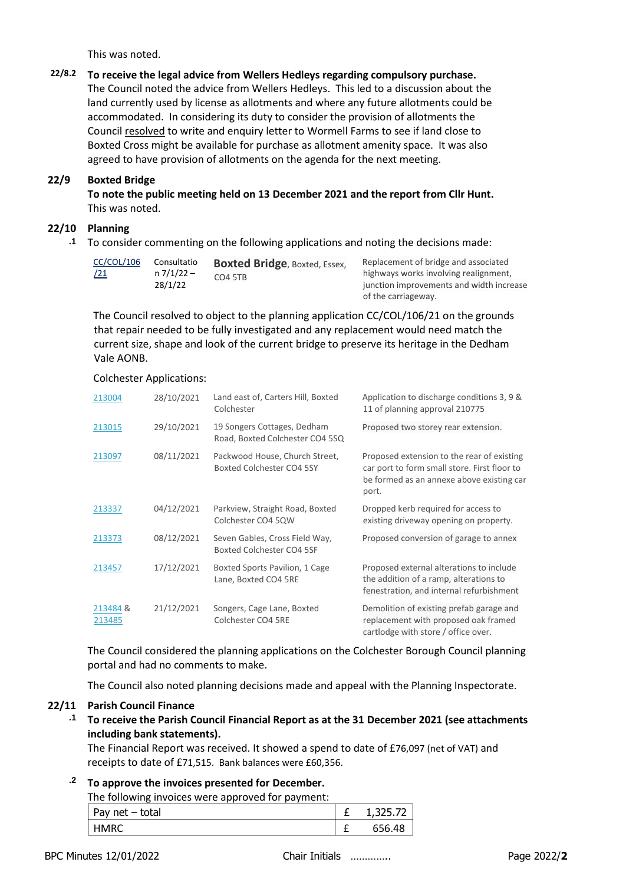This was noted.

**22/8.2 To receive the legal advice from Wellers Hedleys regarding compulsory purchase.**

The Council noted the advice from Wellers Hedleys. This led to a discussion about the land currently used by license as allotments and where any future allotments could be accommodated. In considering its duty to consider the provision of allotments the Council resolved to write and enquiry letter to Wormell Farms to see if land close to Boxted Cross might be available for purchase as allotment amenity space. It was also agreed to have provision of allotments on the agenda for the next meeting.

## 22/9 Boxted Bridge

**To note the public meeting held on 13 December 2021 and the report from Cllr Hunt.**

This was noted.

## 22/10 Planning

**.1** To consider commenting on the following applications and noting the decisions made:

| | | | |
|---|---|---|---|
| CC/COL/106/21 | Consultation 7/1/22 – 28/1/22 | **Boxted Bridge**, Boxted, Essex, CO4 5TB | Replacement of bridge and associated highways works involving realignment, junction improvements and width increase of the carriageway. |

The Council resolved to object to the planning application CC/COL/106/21 on the grounds that repair needed to be fully investigated and any replacement would need match the current size, shape and look of the current bridge to preserve its heritage in the Dedham Vale AONB.

Colchester Applications:

| | | | |
|---|---|---|---|
| 213004 | 28/10/2021 | Land east of, Carters Hill, Boxted Colchester | Application to discharge conditions 3, 9 & 11 of planning approval 210775 |
| 213015 | 29/10/2021 | 19 Songers Cottages, Dedham Road, Boxted Colchester CO4 5SQ | Proposed two storey rear extension. |
| 213097 | 08/11/2021 | Packwood House, Church Street, Boxted Colchester CO4 5SY | Proposed extension to the rear of existing car port to form small store. First floor to be formed as an annexe above existing car port. |
| 213337 | 04/12/2021 | Parkview, Straight Road, Boxted Colchester CO4 5QW | Dropped kerb required for access to existing driveway opening on property. |
| 213373 | 08/12/2021 | Seven Gables, Cross Field Way, Boxted Colchester CO4 5SF | Proposed conversion of garage to annex |
| 213457 | 17/12/2021 | Boxted Sports Pavilion, 1 Cage Lane, Boxted CO4 5RE | Proposed external alterations to include the addition of a ramp, alterations to fenestration, and internal refurbishment |
| 213484 & 213485 | 21/12/2021 | Songers, Cage Lane, Boxted Colchester CO4 5RE | Demolition of existing prefab garage and replacement with proposed oak framed cartlodge with store / office over. |

The Council considered the planning applications on the Colchester Borough Council planning portal and had no comments to make.

The Council also noted planning decisions made and appeal with the Planning Inspectorate.

## 22/11 Parish Council Finance

**.1 To receive the Parish Council Financial Report as at the 31 December 2021 (see attachments including bank statements).**

The Financial Report was received. It showed a spend to date of £76,097 (net of VAT) and receipts to date of £71,515. Bank balances were £60,356.

**.2 To approve the invoices presented for December.**

The following invoices were approved for payment:

| | | |
|---|---|---|
| Pay net – total | £ | 1,325.72 |
| HMRC | £ | 656.48 |

BPC Minutes 12/01/2022 Chair Initials ………….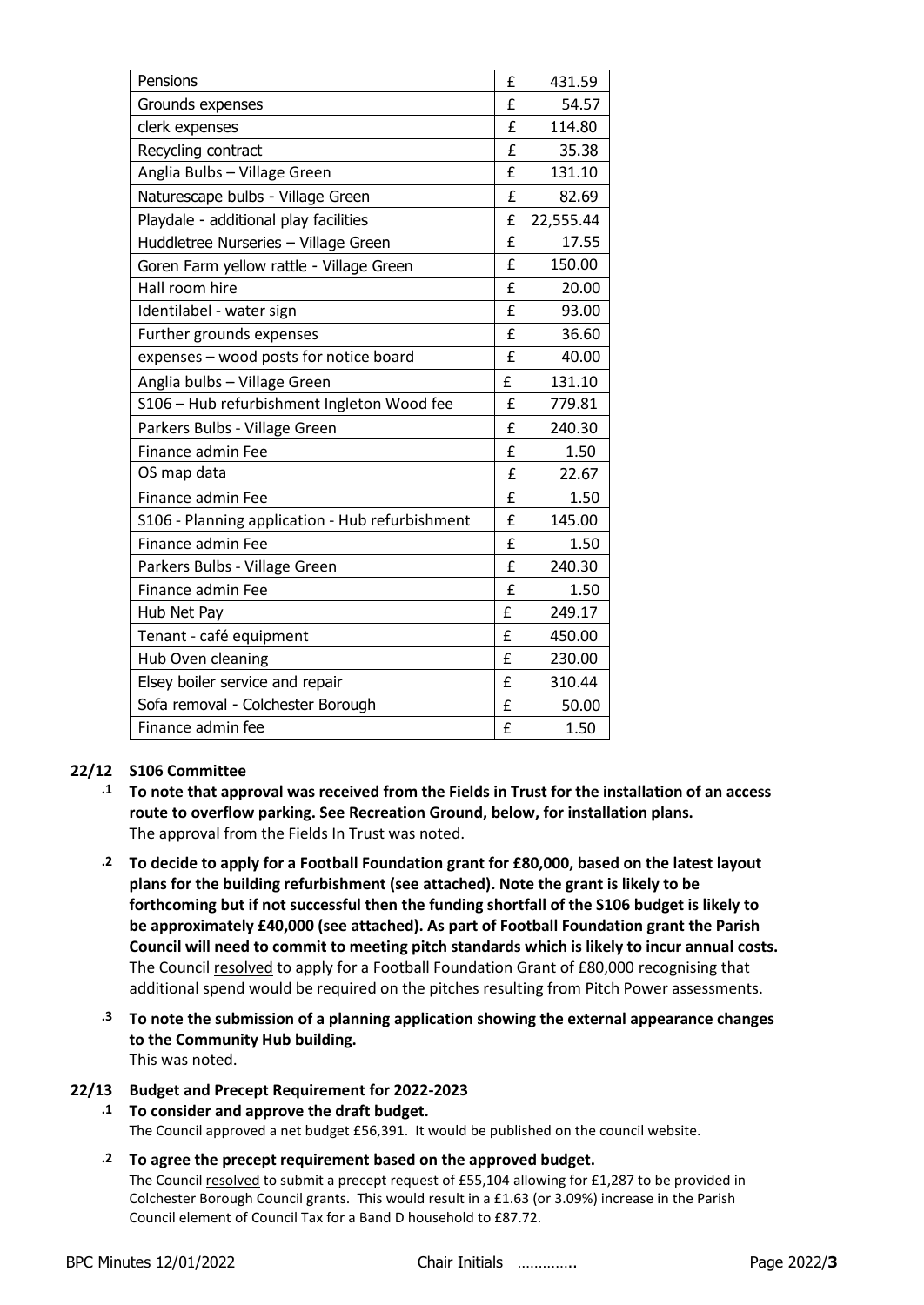| | | |
|---|---|---|
| Pensions | £ | 431.59 |
| Grounds expenses | £ | 54.57 |
| clerk expenses | £ | 114.80 |
| Recycling contract | £ | 35.38 |
| Anglia Bulbs – Village Green | £ | 131.10 |
| Naturescape bulbs - Village Green | £ | 82.69 |
| Playdale - additional play facilities | £ | 22,555.44 |
| Huddletree Nurseries – Village Green | £ | 17.55 |
| Goren Farm yellow rattle - Village Green | £ | 150.00 |
| Hall room hire | £ | 20.00 |
| Identilabel - water sign | £ | 93.00 |
| Further grounds expenses | £ | 36.60 |
| expenses – wood posts for notice board | £ | 40.00 |
| Anglia bulbs – Village Green | £ | 131.10 |
| S106 – Hub refurbishment Ingleton Wood fee | £ | 779.81 |
| Parkers Bulbs - Village Green | £ | 240.30 |
| Finance admin Fee | £ | 1.50 |
| OS map data | £ | 22.67 |
| Finance admin Fee | £ | 1.50 |
| S106 - Planning application - Hub refurbishment | £ | 145.00 |
| Finance admin Fee | £ | 1.50 |
| Parkers Bulbs - Village Green | £ | 240.30 |
| Finance admin Fee | £ | 1.50 |
| Hub Net Pay | £ | 249.17 |
| Tenant - café equipment | £ | 450.00 |
| Hub Oven cleaning | £ | 230.00 |
| Elsey boiler service and repair | £ | 310.44 |
| Sofa removal - Colchester Borough | £ | 50.00 |
| Finance admin fee | £ | 1.50 |

**22/12 S106 Committee**

**.1 To note that approval was received from the Fields in Trust for the installation of an access route to overflow parking. See Recreation Ground, below, for installation plans.**
The approval from the Fields In Trust was noted.

**.2 To decide to apply for a Football Foundation grant for £80,000, based on the latest layout plans for the building refurbishment (see attached). Note the grant is likely to be forthcoming but if not successful then the funding shortfall of the S106 budget is likely to be approximately £40,000 (see attached). As part of Football Foundation grant the Parish Council will need to commit to meeting pitch standards which is likely to incur annual costs.**
The Council resolved to apply for a Football Foundation Grant of £80,000 recognising that additional spend would be required on the pitches resulting from Pitch Power assessments.

**.3 To note the submission of a planning application showing the external appearance changes to the Community Hub building.**
This was noted.

**22/13 Budget and Precept Requirement for 2022-2023**

**.1 To consider and approve the draft budget.**
The Council approved a net budget £56,391. It would be published on the council website.

**.2 To agree the precept requirement based on the approved budget.**
The Council resolved to submit a precept request of £55,104 allowing for £1,287 to be provided in Colchester Borough Council grants. This would result in a £1.63 (or 3.09%) increase in the Parish Council element of Council Tax for a Band D household to £87.72.

BPC Minutes 12/01/2022 Chair Initials …………..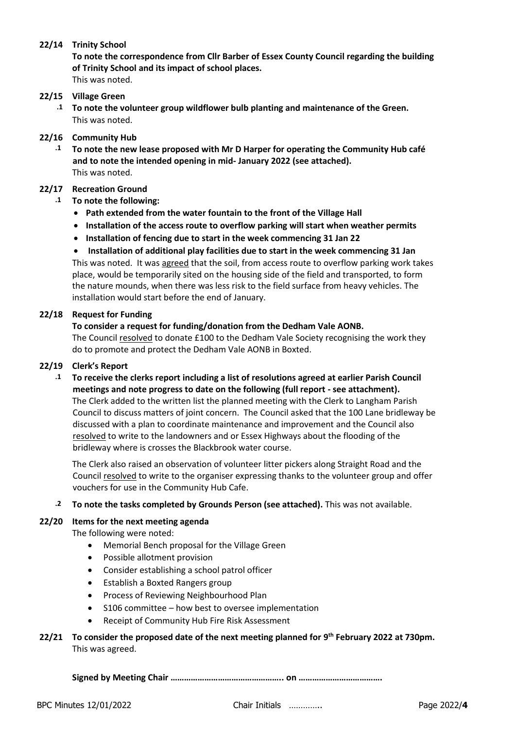**22/14 Trinity School**

**To note the correspondence from Cllr Barber of Essex County Council regarding the building of Trinity School and its impact of school places.**
This was noted.

**22/15 Village Green**

**.1 To note the volunteer group wildflower bulb planting and maintenance of the Green.**
This was noted.

**22/16 Community Hub**

**.1 To note the new lease proposed with Mr D Harper for operating the Community Hub café and to note the intended opening in mid- January 2022 (see attached).**
This was noted.

**22/17 Recreation Ground**

**.1 To note the following:**

- **Path extended from the water fountain to the front of the Village Hall**
- **Installation of the access route to overflow parking will start when weather permits**
- **Installation of fencing due to start in the week commencing 31 Jan 22**
- **Installation of additional play facilities due to start in the week commencing 31 Jan**

This was noted. It was agreed that the soil, from access route to overflow parking work takes place, would be temporarily sited on the housing side of the field and transported, to form the nature mounds, when there was less risk to the field surface from heavy vehicles. The installation would start before the end of January.

**22/18 Request for Funding**

**To consider a request for funding/donation from the Dedham Vale AONB.**
The Council resolved to donate £100 to the Dedham Vale Society recognising the work they do to promote and protect the Dedham Vale AONB in Boxted.

**22/19 Clerk's Report**

**.1 To receive the clerks report including a list of resolutions agreed at earlier Parish Council meetings and note progress to date on the following (full report - see attachment).**
The Clerk added to the written list the planned meeting with the Clerk to Langham Parish Council to discuss matters of joint concern. The Council asked that the 100 Lane bridleway be discussed with a plan to coordinate maintenance and improvement and the Council also resolved to write to the landowners and or Essex Highways about the flooding of the bridleway where is crosses the Blackbrook water course.

The Clerk also raised an observation of volunteer litter pickers along Straight Road and the Council resolved to write to the organiser expressing thanks to the volunteer group and offer vouchers for use in the Community Hub Cafe.

**.2 To note the tasks completed by Grounds Person (see attached).** This was not available.

**22/20 Items for the next meeting agenda**

The following were noted:

- Memorial Bench proposal for the Village Green
- Possible allotment provision
- Consider establishing a school patrol officer
- Establish a Boxted Rangers group
- Process of Reviewing Neighbourhood Plan
- S106 committee – how best to oversee implementation
- Receipt of Community Hub Fire Risk Assessment

**22/21 To consider the proposed date of the next meeting planned for 9th February 2022 at 730pm.**
This was agreed.

**Signed by Meeting Chair ………………………………………….. on ……………………………….**

BPC Minutes 12/01/2022 Chair Initials …………..